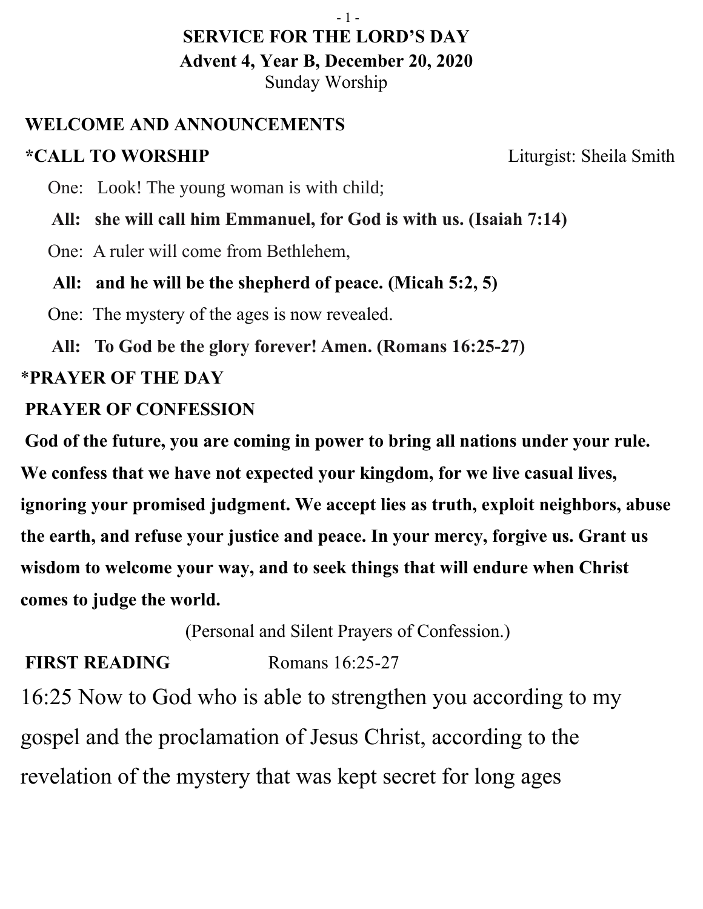# SERVICE FOR THE LORD'S DAY

## Advent 4, Year B, December 20, 2020

Sunday Worship

## WELCOME AND ANNOUNCEMENTS

## *CALL TO WORSHIP

Liturgist: Sheila Smith

One: Look! The young woman is with child;

**All: she will call him Emmanuel, for God is with us. (Isaiah 7:14)**

One: A ruler will come from Bethlehem,

**All: and he will be the shepherd of peace. (Micah 5:2, 5)**

One: The mystery of the ages is now revealed.

**All: To God be the glory forever! Amen. (Romans 16:25-27)**

## *PRAYER OF THE DAY

## PRAYER OF CONFESSION

**God of the future, you are coming in power to bring all nations under your rule. We confess that we have not expected your kingdom, for we live casual lives, ignoring your promised judgment. We accept lies as truth, exploit neighbors, abuse the earth, and refuse your justice and peace. In your mercy, forgive us. Grant us wisdom to welcome your way, and to seek things that will endure when Christ comes to judge the world.**

(Personal and Silent Prayers of Confession.)

## FIRST READING

Romans 16:25-27

16:25 Now to God who is able to strengthen you according to my gospel and the proclamation of Jesus Christ, according to the revelation of the mystery that was kept secret for long ages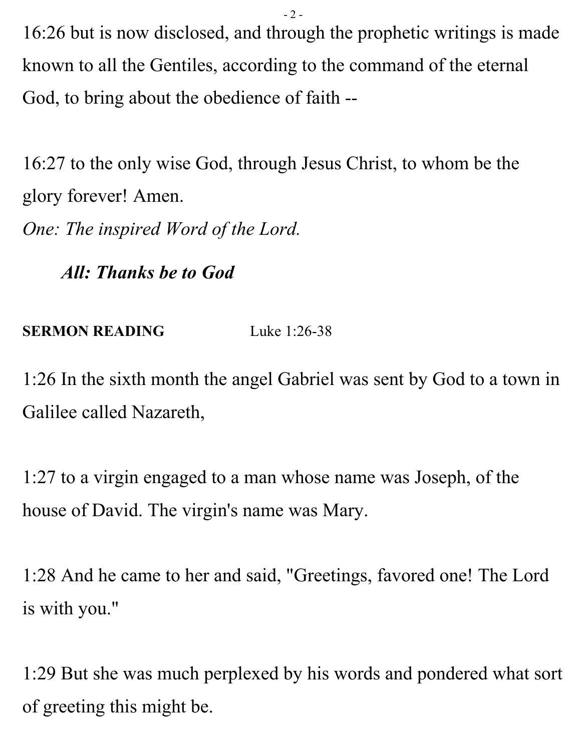16:26 but is now disclosed, and through the prophetic writings is made known to all the Gentiles, according to the command of the eternal God, to bring about the obedience of faith --

16:27 to the only wise God, through Jesus Christ, to whom be the glory forever! Amen.

*One: The inspired Word of the Lord.*

***All: Thanks be to God***

**SERMON READING** Luke 1:26-38

1:26 In the sixth month the angel Gabriel was sent by God to a town in Galilee called Nazareth,

1:27 to a virgin engaged to a man whose name was Joseph, of the house of David. The virgin's name was Mary.

1:28 And he came to her and said, "Greetings, favored one! The Lord is with you."

1:29 But she was much perplexed by his words and pondered what sort of greeting this might be.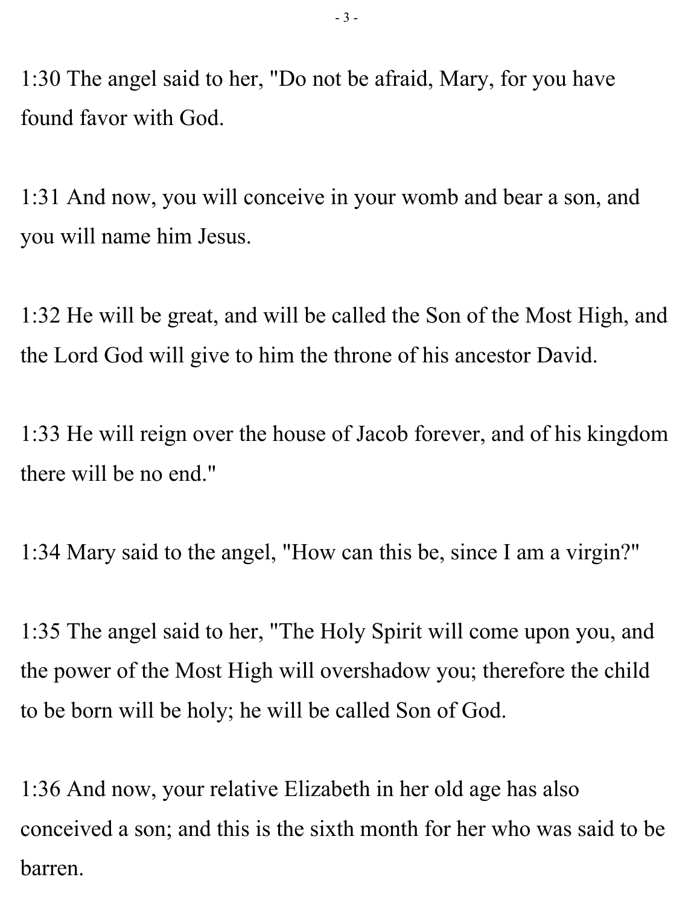1:30 The angel said to her, "Do not be afraid, Mary, for you have found favor with God.

1:31 And now, you will conceive in your womb and bear a son, and you will name him Jesus.

1:32 He will be great, and will be called the Son of the Most High, and the Lord God will give to him the throne of his ancestor David.

1:33 He will reign over the house of Jacob forever, and of his kingdom there will be no end."

1:34 Mary said to the angel, "How can this be, since I am a virgin?"

1:35 The angel said to her, "The Holy Spirit will come upon you, and the power of the Most High will overshadow you; therefore the child to be born will be holy; he will be called Son of God.

1:36 And now, your relative Elizabeth in her old age has also conceived a son; and this is the sixth month for her who was said to be barren.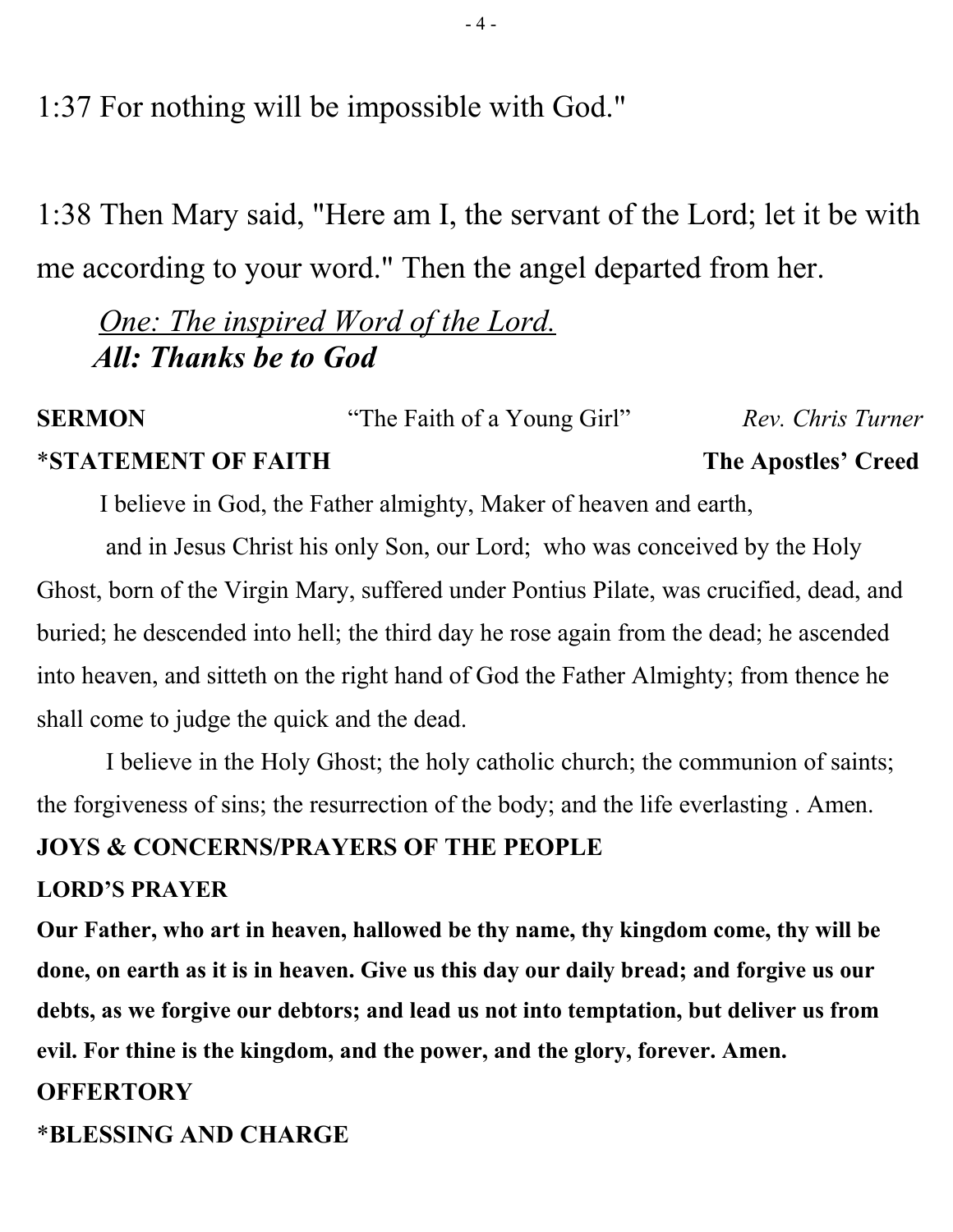1:37 For nothing will be impossible with God."

1:38 Then Mary said, "Here am I, the servant of the Lord; let it be with me according to your word." Then the angel departed from her.

*One: The inspired Word of the Lord.*
***All: Thanks be to God***

**SERMON** "The Faith of a Young Girl" *Rev. Chris Turner*

**\*STATEMENT OF FAITH** **The Apostles' Creed**

I believe in God, the Father almighty, Maker of heaven and earth,

and in Jesus Christ his only Son, our Lord; who was conceived by the Holy Ghost, born of the Virgin Mary, suffered under Pontius Pilate, was crucified, dead, and buried; he descended into hell; the third day he rose again from the dead; he ascended into heaven, and sitteth on the right hand of God the Father Almighty; from thence he shall come to judge the quick and the dead.

I believe in the Holy Ghost; the holy catholic church; the communion of saints; the forgiveness of sins; the resurrection of the body; and the life everlasting . Amen.

**JOYS & CONCERNS/PRAYERS OF THE PEOPLE**

**LORD'S PRAYER**

**Our Father, who art in heaven, hallowed be thy name, thy kingdom come, thy will be done, on earth as it is in heaven. Give us this day our daily bread; and forgive us our debts, as we forgive our debtors; and lead us not into temptation, but deliver us from evil. For thine is the kingdom, and the power, and the glory, forever. Amen.**

**OFFERTORY**

**\*BLESSING AND CHARGE**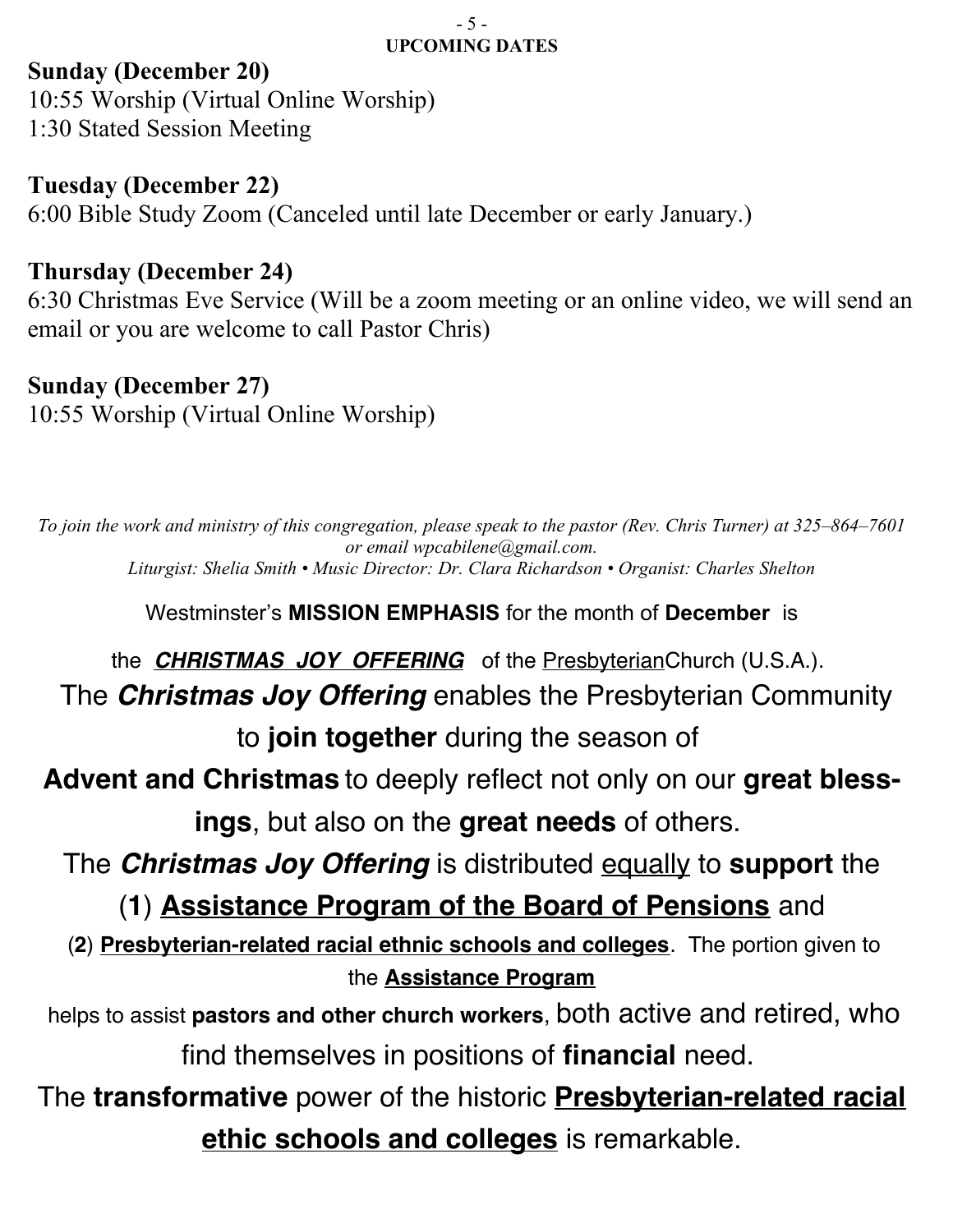## UPCOMING DATES

**Sunday (December 20)**
10:55 Worship (Virtual Online Worship)
1:30 Stated Session Meeting

**Tuesday (December 22)**
6:00 Bible Study Zoom (Canceled until late December or early January.)

**Thursday (December 24)**
6:30 Christmas Eve Service (Will be a zoom meeting or an online video, we will send an email or you are welcome to call Pastor Chris)

**Sunday (December 27)**
10:55 Worship (Virtual Online Worship)

*To join the work and ministry of this congregation, please speak to the pastor (Rev. Chris Turner) at 325–864–7601 or email wpcabilene@gmail.com.*
*Liturgist: Shelia Smith • Music Director: Dr. Clara Richardson • Organist: Charles Shelton*

Westminster's **MISSION EMPHASIS** for the month of **December** is

the ***CHRISTMAS JOY OFFERING*** of the PresbyterianChurch (U.S.A.).

The ***Christmas Joy Offering*** enables the Presbyterian Community to **join together** during the season of **Advent and Christmas** to deeply reflect not only on our **great blessings**, but also on the **great needs** of others.

The ***Christmas Joy Offering*** is distributed equally to **support** the (**1**) **Assistance Program of the Board of Pensions** and (**2**) **Presbyterian-related racial ethnic schools and colleges**. The portion given to the **Assistance Program** helps to assist **pastors and other church workers**, both active and retired, who find themselves in positions of **financial** need.

The **transformative** power of the historic **Presbyterian-related racial ethic schools and colleges** is remarkable.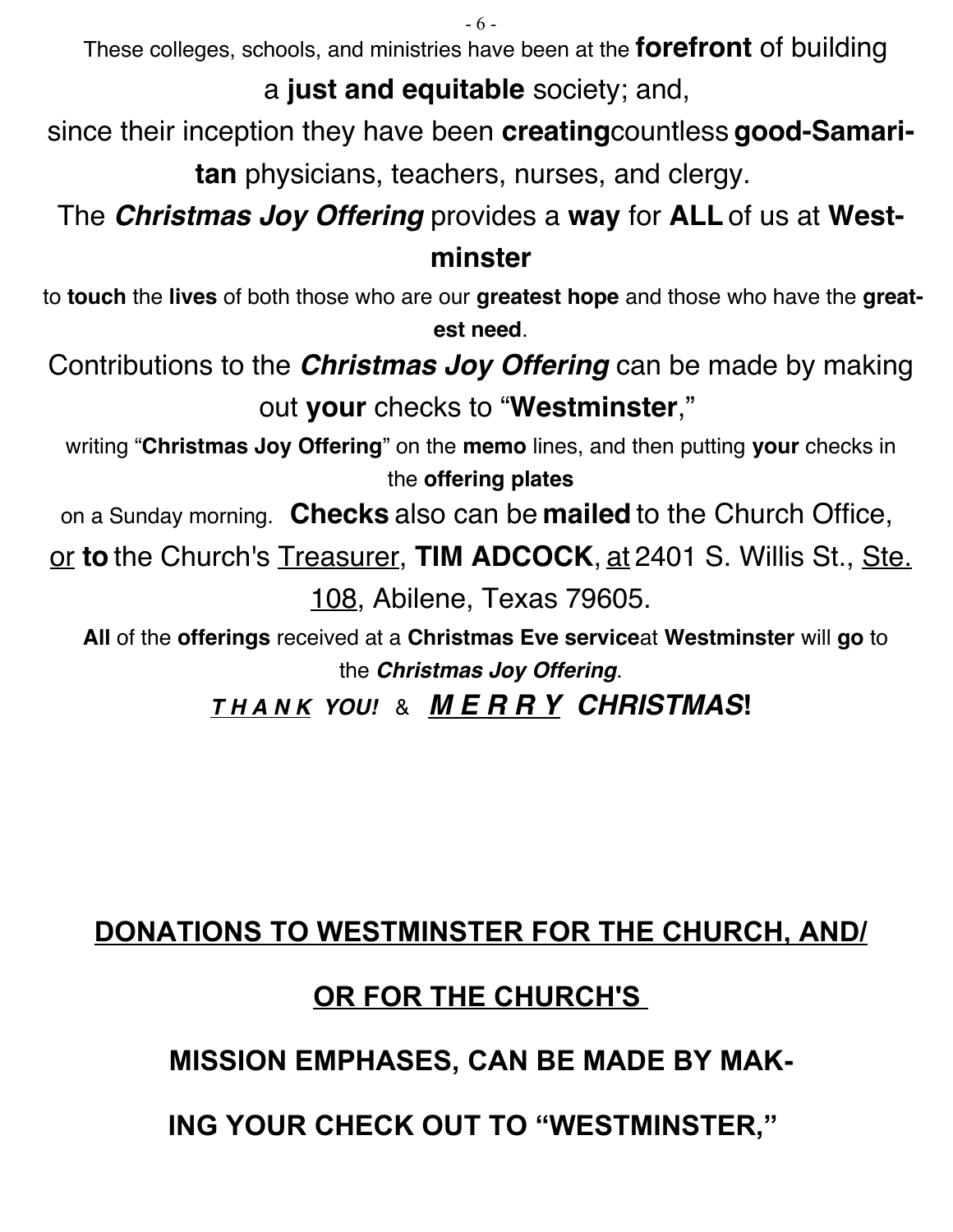These colleges, schools, and ministries have been at the **forefront** of building a **just and equitable** society; and,

since their inception they have been **creating** countless **good-Samaritan** physicians, teachers, nurses, and clergy.

The ***Christmas Joy Offering*** provides a **way** for **ALL** of us at **Westminster**

to **touch** the **lives** of both those who are our **greatest hope** and those who have the **greatest need**.

Contributions to the ***Christmas Joy Offering*** can be made by making out **your** checks to "**Westminster**,"

writing "**Christmas Joy Offering**" on the **memo** lines, and then putting **your** checks in the **offering plates**

on a Sunday morning. **Checks** also can be **mailed** to the Church Office, or **to** the Church's Treasurer, **TIM ADCOCK**, at 2401 S. Willis St., Ste. 108, Abilene, Texas 79605.

**All** of the **offerings** received at a **Christmas Eve service** at **Westminster** will **go** to the ***Christmas Joy Offering***.

***T H A N K YOU!*** & ***M E R R Y CHRISTMAS!***

**DONATIONS TO WESTMINSTER FOR THE CHURCH, AND/OR FOR THE CHURCH'S**

**MISSION EMPHASES, CAN BE MADE BY MAKING YOUR CHECK OUT TO "WESTMINSTER,"**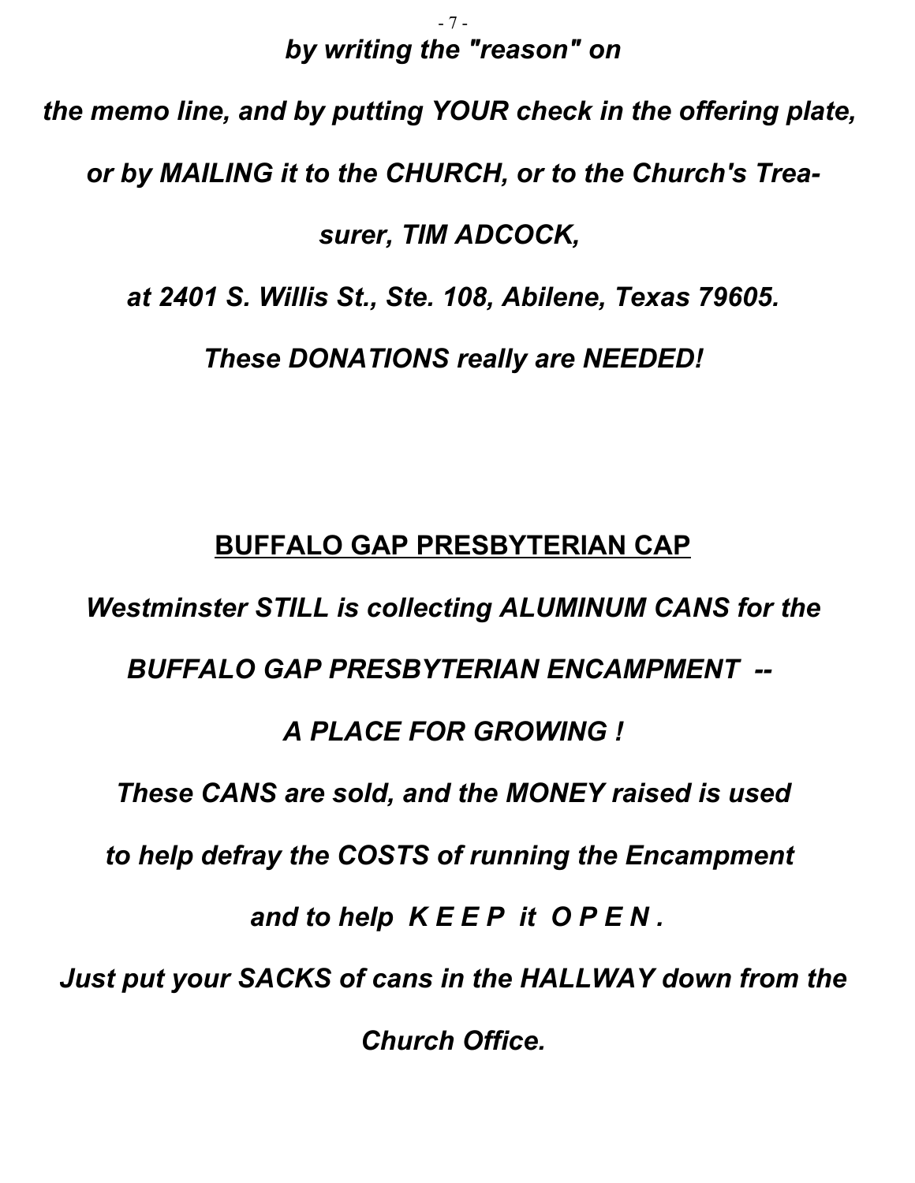*by writing the "reason" on*

*the memo line, and by putting YOUR check in the offering plate,*

*or by MAILING it to the CHURCH, or to the Church's Trea-*

*surer, TIM ADCOCK,*

*at 2401 S. Willis St., Ste. 108, Abilene, Texas 79605.*

*These DONATIONS really are NEEDED!*

## BUFFALO GAP PRESBYTERIAN CAP

*Westminster STILL is collecting ALUMINUM CANS for the*

*BUFFALO GAP PRESBYTERIAN ENCAMPMENT --*

*A PLACE FOR GROWING !*

*These CANS are sold, and the MONEY raised is used*

*to help defray the COSTS of running the Encampment*

*and to help K E E P it O P E N .*

*Just put your SACKS of cans in the HALLWAY down from the*

*Church Office.*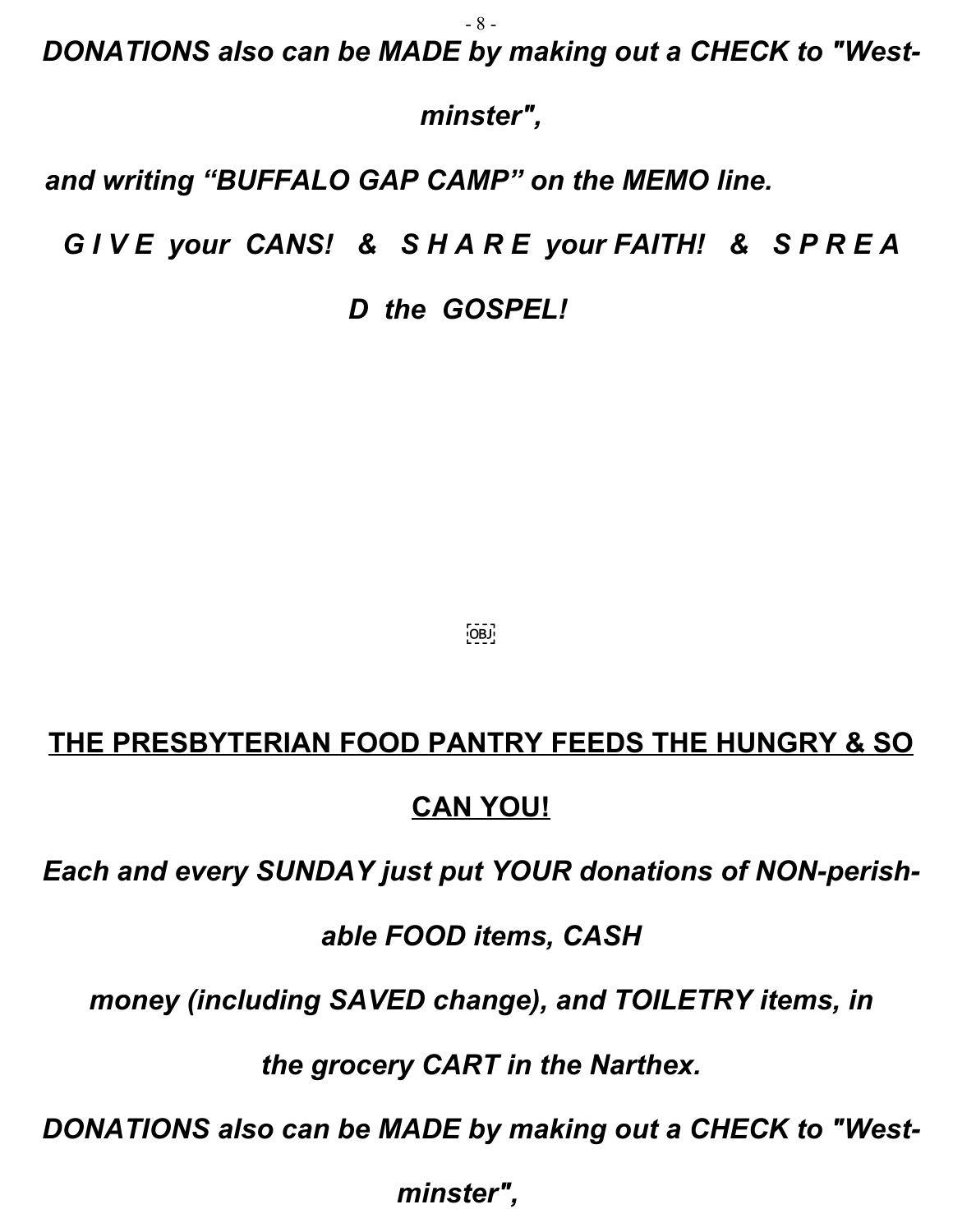***DONATIONS also can be MADE by making out a CHECK to "Westminster",***

***and writing "BUFFALO GAP CAMP" on the MEMO line.***

***G I V E your CANS! & S H A R E your FAITH! & S P R E A D the GOSPEL!***

**THE PRESBYTERIAN FOOD PANTRY FEEDS THE HUNGRY & SO CAN YOU!**

***Each and every SUNDAY just put YOUR donations of NON-perishable FOOD items, CASH money (including SAVED change), and TOILETRY items, in the grocery CART in the Narthex.***

***DONATIONS also can be MADE by making out a CHECK to "Westminster",***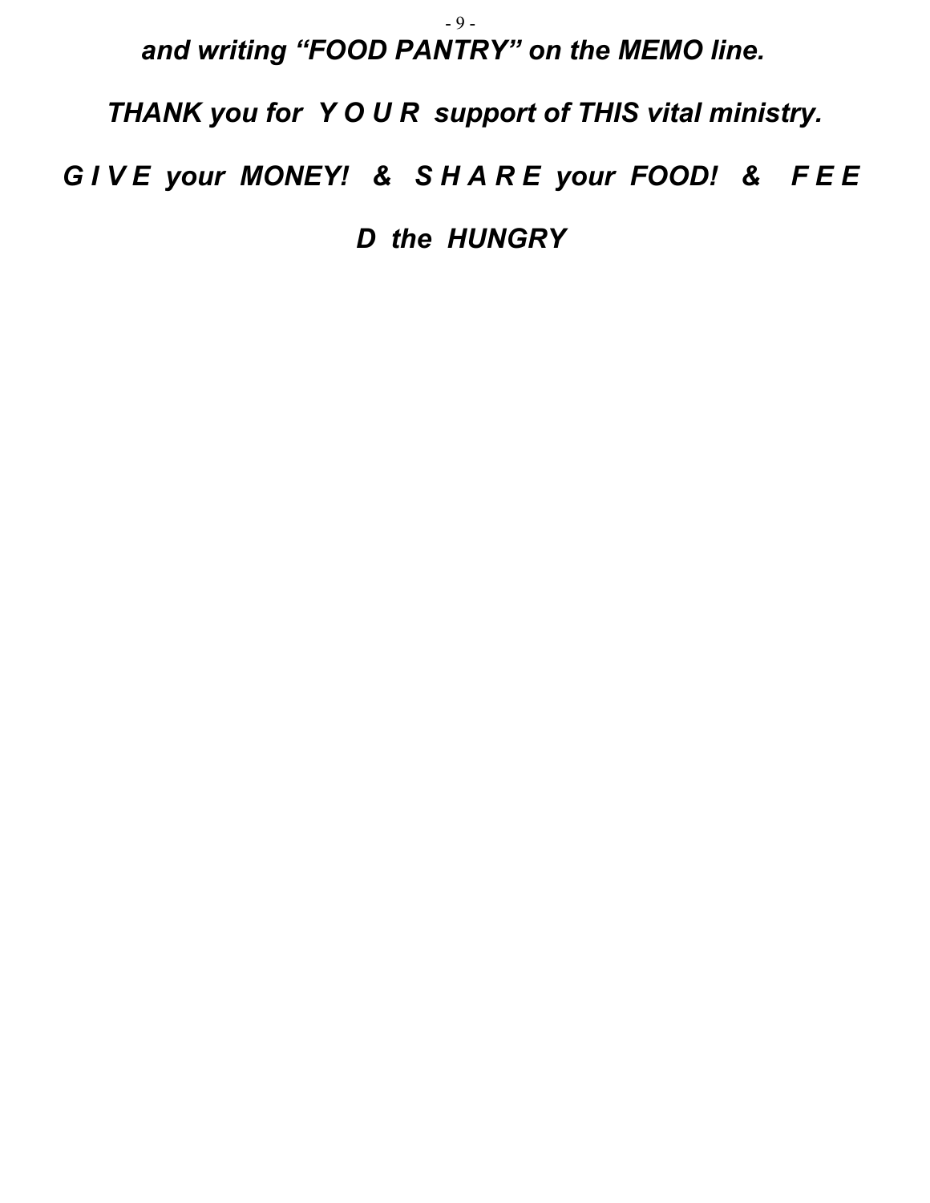***and writing "FOOD PANTRY" on the MEMO line.***

***THANK you for  Y O U R  support of THIS vital ministry.***

***G I V E  your  MONEY!  &  S H A R E  your  FOOD!  &  F E E D  the  HUNGRY***